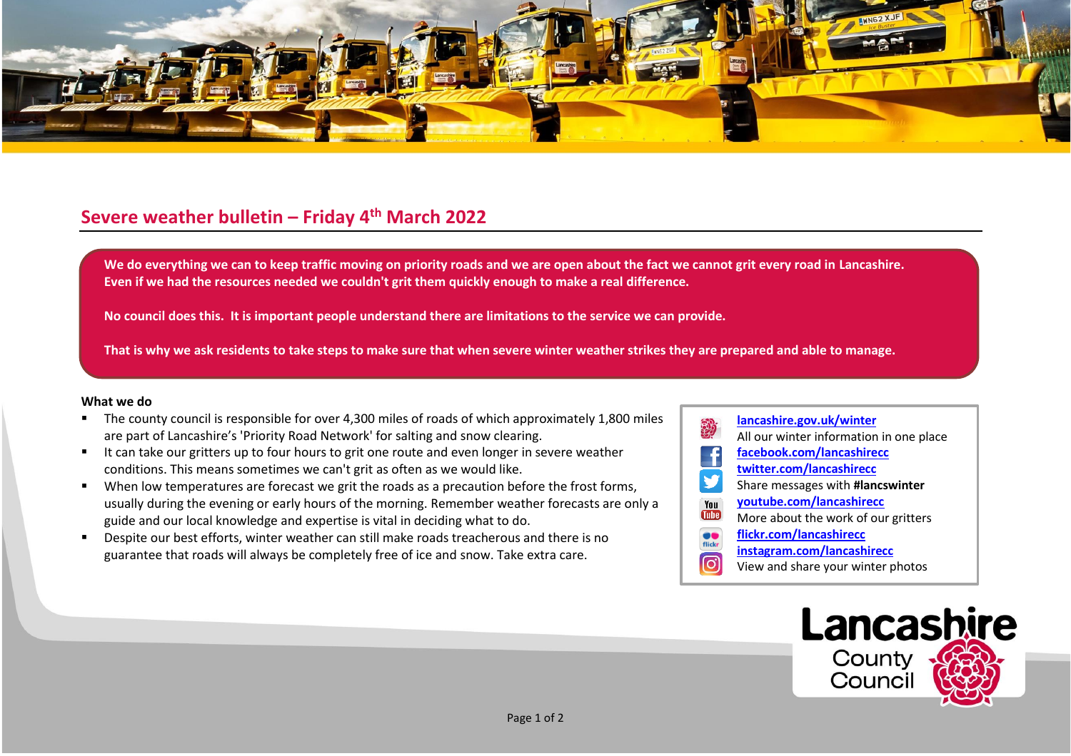## Severe weather bulletin – Friday 4th March 2022

**We do everything we can to keep traffic moving on priority roads and we are open about the fact we cannot grit every road in Lancashire. Even if we had the resources needed we couldn't grit them quickly enough to make a real difference.**

**No council does this. It is important people understand there are limitations to the service we can provide.**

**That is why we ask residents to take steps to make sure that when severe winter weather strikes they are prepared and able to manage.**

**What we do**

- The county council is responsible for over 4,300 miles of roads of which approximately 1,800 miles are part of Lancashire's 'Priority Road Network' for salting and snow clearing.
- It can take our gritters up to four hours to grit one route and even longer in severe weather conditions. This means sometimes we can't grit as often as we would like.
- When low temperatures are forecast we grit the roads as a precaution before the frost forms, usually during the evening or early hours of the morning. Remember weather forecasts are only a guide and our local knowledge and expertise is vital in deciding what to do.
- Despite our best efforts, winter weather can still make roads treacherous and there is no guarantee that roads will always be completely free of ice and snow. Take extra care.

**lancashire.gov.uk/winter**
All our winter information in one place
**facebook.com/lancashirecc**
**twitter.com/lancashirecc**
Share messages with **#lancswinter**
**youtube.com/lancashirecc**
More about the work of our gritters
**flickr.com/lancashirecc**
**instagram.com/lancashirecc**
View and share your winter photos

Lancashire County Council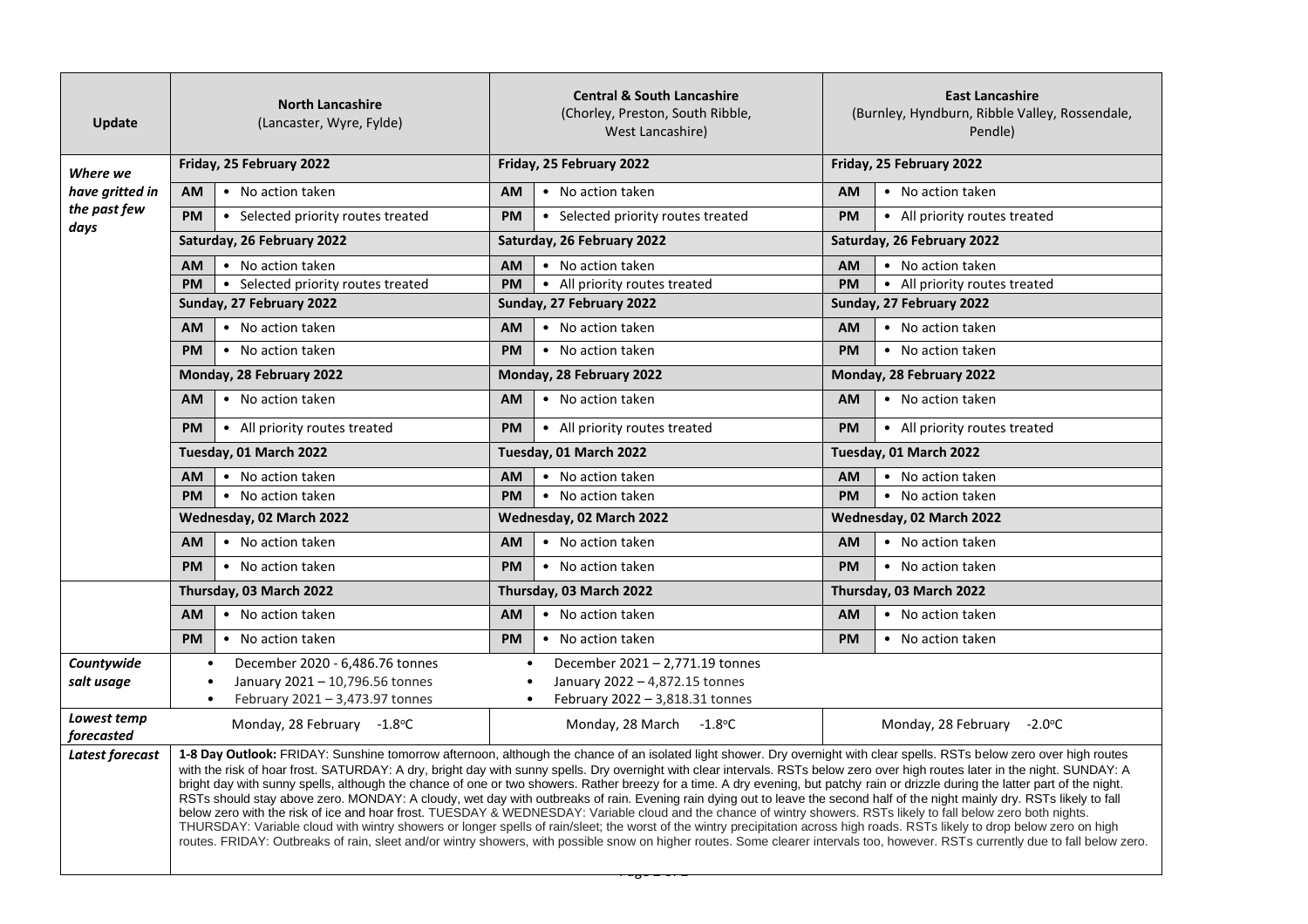| Update | North Lancashire (Lancaster, Wyre, Fylde) | | Central & South Lancashire (Chorley, Preston, South Ribble, West Lancashire) | | East Lancashire (Burnley, Hyndburn, Ribble Valley, Rossendale, Pendle) | |
|---|---|---|---|---|---|---|
| ***Where we have gritted in the past few days*** | **Friday, 25 February 2022** | | **Friday, 25 February 2022** | | **Friday, 25 February 2022** | |
| | **AM** | • No action taken | **AM** | • No action taken | **AM** | • No action taken |
| | **PM** | • Selected priority routes treated | **PM** | • Selected priority routes treated | **PM** | • All priority routes treated |
| | **Saturday, 26 February 2022** | | **Saturday, 26 February 2022** | | **Saturday, 26 February 2022** | |
| | **AM** | • No action taken | **AM** | • No action taken | **AM** | • No action taken |
| | **PM** | • Selected priority routes treated | **PM** | • All priority routes treated | **PM** | • All priority routes treated |
| | **Sunday, 27 February 2022** | | **Sunday, 27 February 2022** | | **Sunday, 27 February 2022** | |
| | **AM** | • No action taken | **AM** | • No action taken | **AM** | • No action taken |
| | **PM** | • No action taken | **PM** | • No action taken | **PM** | • No action taken |
| | **Monday, 28 February 2022** | | **Monday, 28 February 2022** | | **Monday, 28 February 2022** | |
| | **AM** | • No action taken | **AM** | • No action taken | **AM** | • No action taken |
| | **PM** | • All priority routes treated | **PM** | • All priority routes treated | **PM** | • All priority routes treated |
| | **Tuesday, 01 March 2022** | | **Tuesday, 01 March 2022** | | **Tuesday, 01 March 2022** | |
| | **AM** | • No action taken | **AM** | • No action taken | **AM** | • No action taken |
| | **PM** | • No action taken | **PM** | • No action taken | **PM** | • No action taken |
| | **Wednesday, 02 March 2022** | | **Wednesday, 02 March 2022** | | **Wednesday, 02 March 2022** | |
| | **AM** | • No action taken | **AM** | • No action taken | **AM** | • No action taken |
| | **PM** | • No action taken | **PM** | • No action taken | **PM** | • No action taken |
| | **Thursday, 03 March 2022** | | **Thursday, 03 March 2022** | | **Thursday, 03 March 2022** | |
| | **AM** | • No action taken | **AM** | • No action taken | **AM** | • No action taken |
| | **PM** | • No action taken | **PM** | • No action taken | **PM** | • No action taken |
| ***Countywide salt usage*** | • December 2020 - 6,486.76 tonnes<br>• January 2021 – 10,796.56 tonnes<br>• February 2021 – 3,473.97 tonnes | | • December 2021 – 2,771.19 tonnes<br>• January 2022 – 4,872.15 tonnes<br>• February 2022 – 3,818.31 tonnes | | | |
| ***Lowest temp forecasted*** | Monday, 28 February -1.8°C | | Monday, 28 March -1.8°C | | Monday, 28 February -2.0°C | |
| ***Latest forecast*** | **1-8 Day Outlook:** FRIDAY: Sunshine tomorrow afternoon, although the chance of an isolated light shower. Dry overnight with clear spells. RSTs below zero over high routes with the risk of hoar frost. SATURDAY: A dry, bright day with sunny spells. Dry overnight with clear intervals. RSTs below zero over high routes later in the night. SUNDAY: A bright day with sunny spells, although the chance of one or two showers. Rather breezy for a time. A dry evening, but patchy rain or drizzle during the latter part of the night. RSTs should stay above zero. MONDAY: A cloudy, wet day with outbreaks of rain. Evening rain dying out to leave the second half of the night mainly dry. RSTs likely to fall below zero with the risk of ice and hoar frost. TUESDAY & WEDNESDAY: Variable cloud and the chance of wintry showers. RSTs likely to fall below zero both nights. THURSDAY: Variable cloud with wintry showers or longer spells of rain/sleet; the worst of the wintry precipitation across high roads. RSTs likely to drop below zero on high routes. FRIDAY: Outbreaks of rain, sleet and/or wintry showers, with possible snow on higher routes. Some clearer intervals too, however. RSTs currently due to fall below zero. | | | | | |